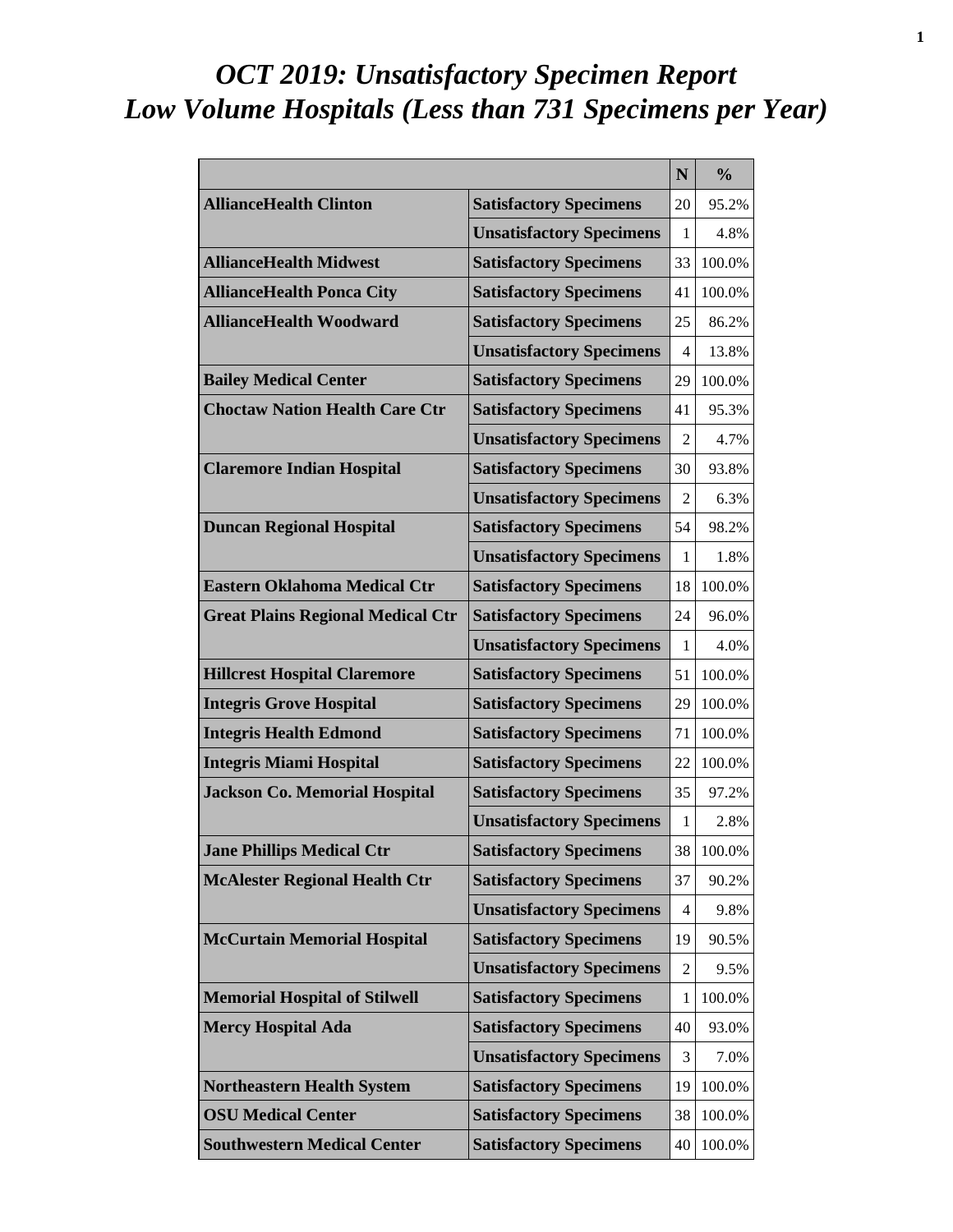# *OCT 2019: Unsatisfactory Specimen Report*
# *Low Volume Hospitals (Less than 731 Specimens per Year)*

| | | N | % |
|---|---|---|---|
| **AllianceHealth Clinton** | **Satisfactory Specimens** | 20 | 95.2% |
| | **Unsatisfactory Specimens** | 1 | 4.8% |
| **AllianceHealth Midwest** | **Satisfactory Specimens** | 33 | 100.0% |
| **AllianceHealth Ponca City** | **Satisfactory Specimens** | 41 | 100.0% |
| **AllianceHealth Woodward** | **Satisfactory Specimens** | 25 | 86.2% |
| | **Unsatisfactory Specimens** | 4 | 13.8% |
| **Bailey Medical Center** | **Satisfactory Specimens** | 29 | 100.0% |
| **Choctaw Nation Health Care Ctr** | **Satisfactory Specimens** | 41 | 95.3% |
| | **Unsatisfactory Specimens** | 2 | 4.7% |
| **Claremore Indian Hospital** | **Satisfactory Specimens** | 30 | 93.8% |
| | **Unsatisfactory Specimens** | 2 | 6.3% |
| **Duncan Regional Hospital** | **Satisfactory Specimens** | 54 | 98.2% |
| | **Unsatisfactory Specimens** | 1 | 1.8% |
| **Eastern Oklahoma Medical Ctr** | **Satisfactory Specimens** | 18 | 100.0% |
| **Great Plains Regional Medical Ctr** | **Satisfactory Specimens** | 24 | 96.0% |
| | **Unsatisfactory Specimens** | 1 | 4.0% |
| **Hillcrest Hospital Claremore** | **Satisfactory Specimens** | 51 | 100.0% |
| **Integris Grove Hospital** | **Satisfactory Specimens** | 29 | 100.0% |
| **Integris Health Edmond** | **Satisfactory Specimens** | 71 | 100.0% |
| **Integris Miami Hospital** | **Satisfactory Specimens** | 22 | 100.0% |
| **Jackson Co. Memorial Hospital** | **Satisfactory Specimens** | 35 | 97.2% |
| | **Unsatisfactory Specimens** | 1 | 2.8% |
| **Jane Phillips Medical Ctr** | **Satisfactory Specimens** | 38 | 100.0% |
| **McAlester Regional Health Ctr** | **Satisfactory Specimens** | 37 | 90.2% |
| | **Unsatisfactory Specimens** | 4 | 9.8% |
| **McCurtain Memorial Hospital** | **Satisfactory Specimens** | 19 | 90.5% |
| | **Unsatisfactory Specimens** | 2 | 9.5% |
| **Memorial Hospital of Stilwell** | **Satisfactory Specimens** | 1 | 100.0% |
| **Mercy Hospital Ada** | **Satisfactory Specimens** | 40 | 93.0% |
| | **Unsatisfactory Specimens** | 3 | 7.0% |
| **Northeastern Health System** | **Satisfactory Specimens** | 19 | 100.0% |
| **OSU Medical Center** | **Satisfactory Specimens** | 38 | 100.0% |
| **Southwestern Medical Center** | **Satisfactory Specimens** | 40 | 100.0% |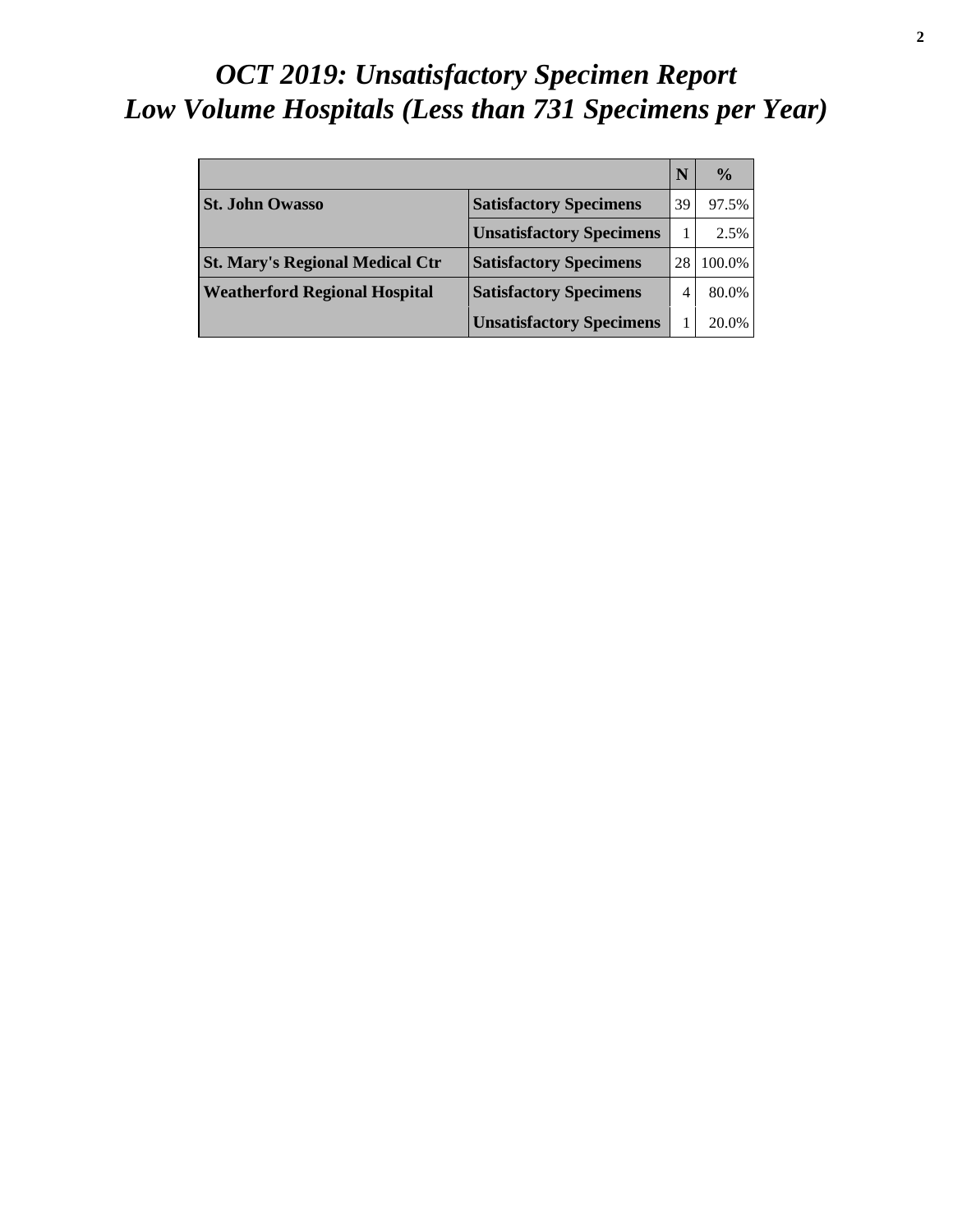# *OCT 2019: Unsatisfactory Specimen Report*
# *Low Volume Hospitals (Less than 731 Specimens per Year)*

| | | N | % |
|---|---|---|---|
| **St. John Owasso** | **Satisfactory Specimens** | 39 | 97.5% |
| | **Unsatisfactory Specimens** | 1 | 2.5% |
| **St. Mary's Regional Medical Ctr** | **Satisfactory Specimens** | 28 | 100.0% |
| **Weatherford Regional Hospital** | **Satisfactory Specimens** | 4 | 80.0% |
| | **Unsatisfactory Specimens** | 1 | 20.0% |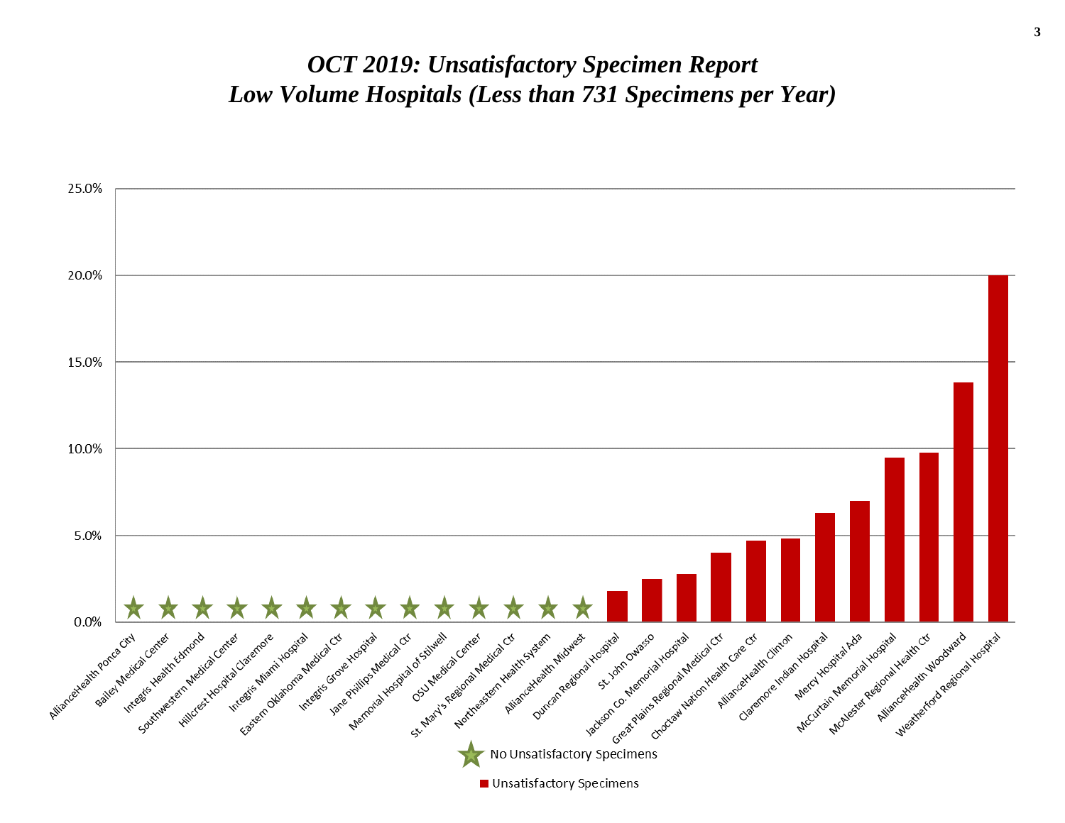# *OCT 2019: Unsatisfactory Specimen Report*
# *Low Volume Hospitals (Less than 731 Specimens per Year)*

| Hospital | Unsatisfactory Specimens |
| --- | --- |
| AllianceHealth Ponca City | ★ |
| Bailey Medical Center | ★ |
| Integris Health Edmond | ★ |
| Southwestern Medical Center | ★ |
| Hillcrest Hospital Claremore | ★ |
| Integris Miami Hospital | ★ |
| Eastern Oklahoma Medical Ctr | ★ |
| Integris Grove Hospital | ★ |
| Jane Phillips Medical Ctr | ★ |
| Memorial Hospital of Stilwell | ★ |
| OSU Medical Center | ★ |
| St. Mary's Regional Medical Ctr | ★ |
| Northeastern Health System | ★ |
| AllianceHealth Midwest | ★ |
| Duncan Regional Hospital | ~1.8% |
| St. John Owasso | ~2.5% |
| Jackson Co. Memorial Hospital | ~2.8% |
| Great Plains Regional Medical Ctr | ~4.0% |
| Choctaw Nation Health Care Ctr | ~4.7% |
| AllianceHealth Clinton | ~4.8% |
| Claremore Indian Hospital | ~6.3% |
| Mercy Hospital Ada | ~7.0% |
| McCurtain Memorial Hospital | ~9.5% |
| McAlester Regional Health Ctr | ~9.8% |
| AllianceHealth Woodward | ~13.8% |
| Weatherford Regional Hospital | ~20.0% |

★ No Unsatisfactory Specimens

■ Unsatisfactory Specimens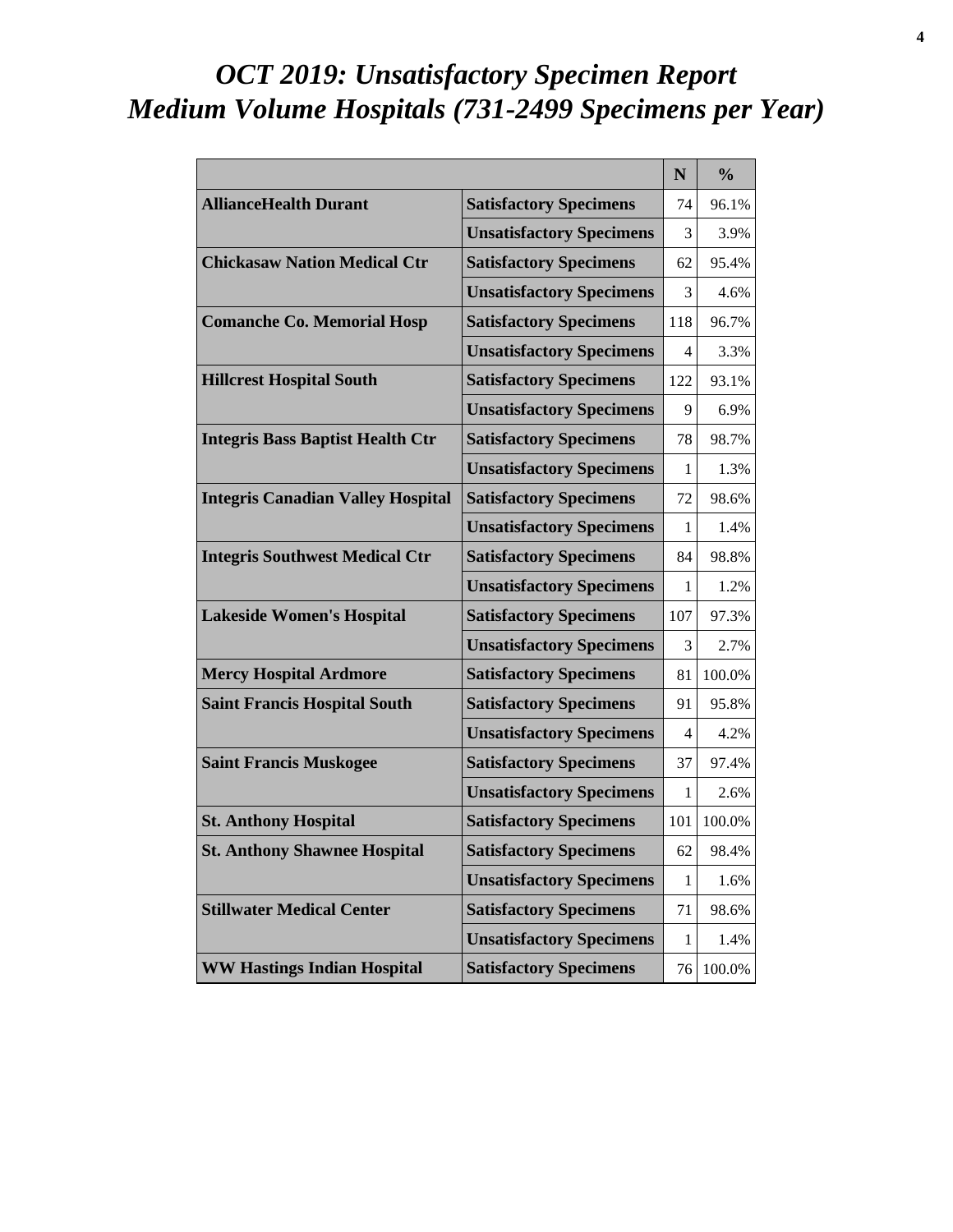# *OCT 2019: Unsatisfactory Specimen Report*
# *Medium Volume Hospitals (731-2499 Specimens per Year)*

| | | N | % |
|---|---|---|---|
| **AllianceHealth Durant** | **Satisfactory Specimens** | 74 | 96.1% |
| | **Unsatisfactory Specimens** | 3 | 3.9% |
| **Chickasaw Nation Medical Ctr** | **Satisfactory Specimens** | 62 | 95.4% |
| | **Unsatisfactory Specimens** | 3 | 4.6% |
| **Comanche Co. Memorial Hosp** | **Satisfactory Specimens** | 118 | 96.7% |
| | **Unsatisfactory Specimens** | 4 | 3.3% |
| **Hillcrest Hospital South** | **Satisfactory Specimens** | 122 | 93.1% |
| | **Unsatisfactory Specimens** | 9 | 6.9% |
| **Integris Bass Baptist Health Ctr** | **Satisfactory Specimens** | 78 | 98.7% |
| | **Unsatisfactory Specimens** | 1 | 1.3% |
| **Integris Canadian Valley Hospital** | **Satisfactory Specimens** | 72 | 98.6% |
| | **Unsatisfactory Specimens** | 1 | 1.4% |
| **Integris Southwest Medical Ctr** | **Satisfactory Specimens** | 84 | 98.8% |
| | **Unsatisfactory Specimens** | 1 | 1.2% |
| **Lakeside Women's Hospital** | **Satisfactory Specimens** | 107 | 97.3% |
| | **Unsatisfactory Specimens** | 3 | 2.7% |
| **Mercy Hospital Ardmore** | **Satisfactory Specimens** | 81 | 100.0% |
| **Saint Francis Hospital South** | **Satisfactory Specimens** | 91 | 95.8% |
| | **Unsatisfactory Specimens** | 4 | 4.2% |
| **Saint Francis Muskogee** | **Satisfactory Specimens** | 37 | 97.4% |
| | **Unsatisfactory Specimens** | 1 | 2.6% |
| **St. Anthony Hospital** | **Satisfactory Specimens** | 101 | 100.0% |
| **St. Anthony Shawnee Hospital** | **Satisfactory Specimens** | 62 | 98.4% |
| | **Unsatisfactory Specimens** | 1 | 1.6% |
| **Stillwater Medical Center** | **Satisfactory Specimens** | 71 | 98.6% |
| | **Unsatisfactory Specimens** | 1 | 1.4% |
| **WW Hastings Indian Hospital** | **Satisfactory Specimens** | 76 | 100.0% |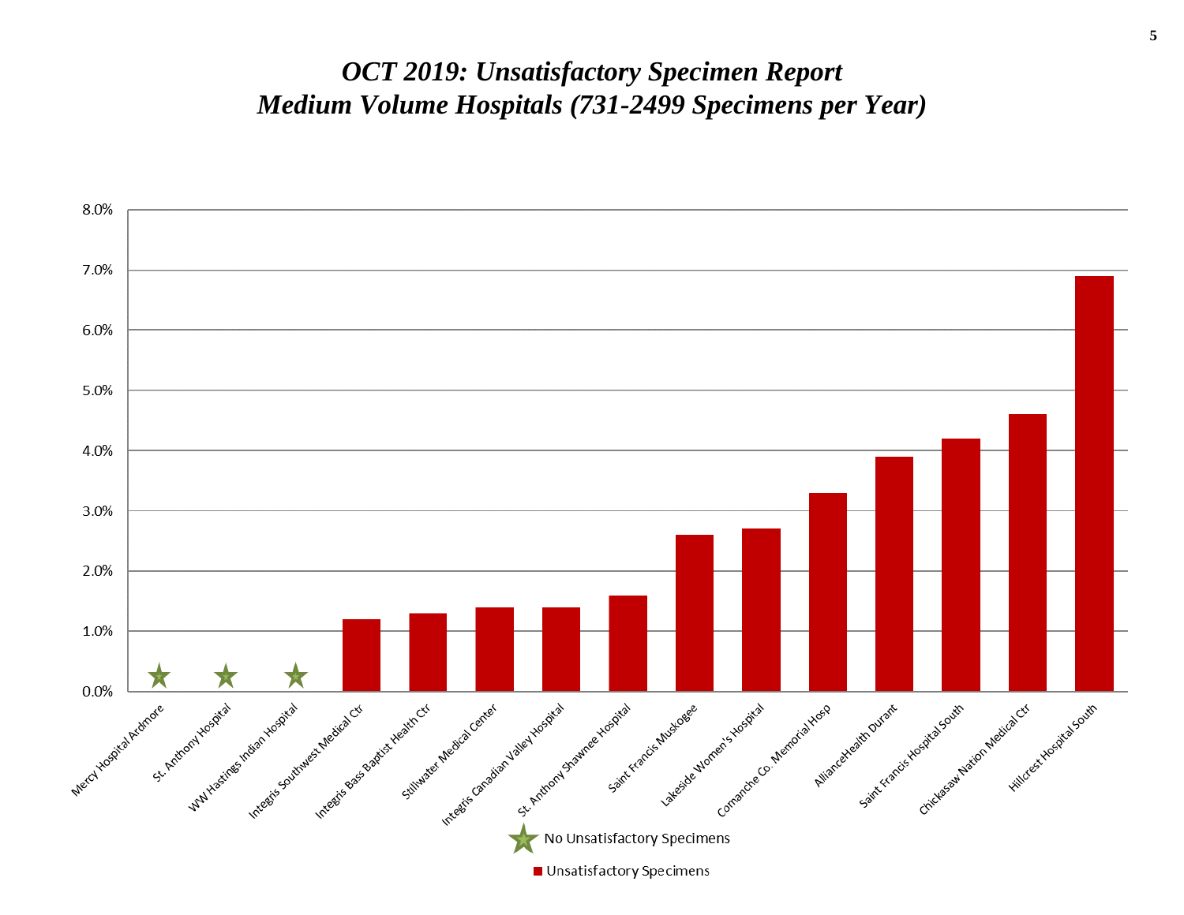# *OCT 2019: Unsatisfactory Specimen Report*
# *Medium Volume Hospitals (731-2499 Specimens per Year)*

| Hospital | Unsatisfactory Specimens |
| --- | --- |
| Mercy Hospital Ardmore | ★ |
| St. Anthony Hospital | ★ |
| WW Hastings Indian Hospital | ★ |
| Integris Southwest Medical Ctr | 1.2% |
| Integris Bass Baptist Health Ctr | 1.3% |
| Stillwater Medical Center | 1.4% |
| Integris Canadian Valley Hospital | 1.4% |
| St. Anthony Shawnee Hospital | 1.6% |
| Saint Francis Muskogee | 2.6% |
| Lakeside Women's Hospital | 2.7% |
| Comanche Co. Memorial Hosp | 3.3% |
| AllianceHealth Durant | 3.9% |
| Saint Francis Hospital South | 4.2% |
| Chickasaw Nation Medical Ctr | 4.6% |
| Hillcrest Hospital South | 6.9% |

★ No Unsatisfactory Specimens

■ Unsatisfactory Specimens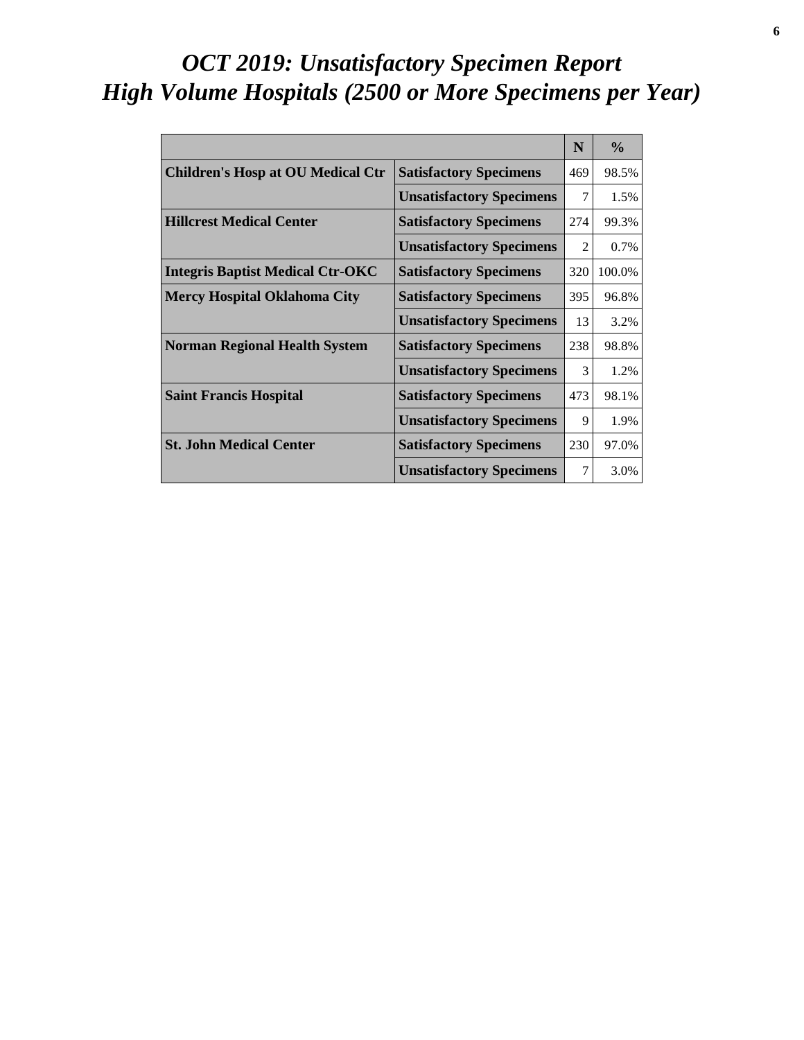# *OCT 2019: Unsatisfactory Specimen Report*
# *High Volume Hospitals (2500 or More Specimens per Year)*

| | | N | % |
|---|---|---|---|
| **Children's Hosp at OU Medical Ctr** | **Satisfactory Specimens** | 469 | 98.5% |
| | **Unsatisfactory Specimens** | 7 | 1.5% |
| **Hillcrest Medical Center** | **Satisfactory Specimens** | 274 | 99.3% |
| | **Unsatisfactory Specimens** | 2 | 0.7% |
| **Integris Baptist Medical Ctr-OKC** | **Satisfactory Specimens** | 320 | 100.0% |
| **Mercy Hospital Oklahoma City** | **Satisfactory Specimens** | 395 | 96.8% |
| | **Unsatisfactory Specimens** | 13 | 3.2% |
| **Norman Regional Health System** | **Satisfactory Specimens** | 238 | 98.8% |
| | **Unsatisfactory Specimens** | 3 | 1.2% |
| **Saint Francis Hospital** | **Satisfactory Specimens** | 473 | 98.1% |
| | **Unsatisfactory Specimens** | 9 | 1.9% |
| **St. John Medical Center** | **Satisfactory Specimens** | 230 | 97.0% |
| | **Unsatisfactory Specimens** | 7 | 3.0% |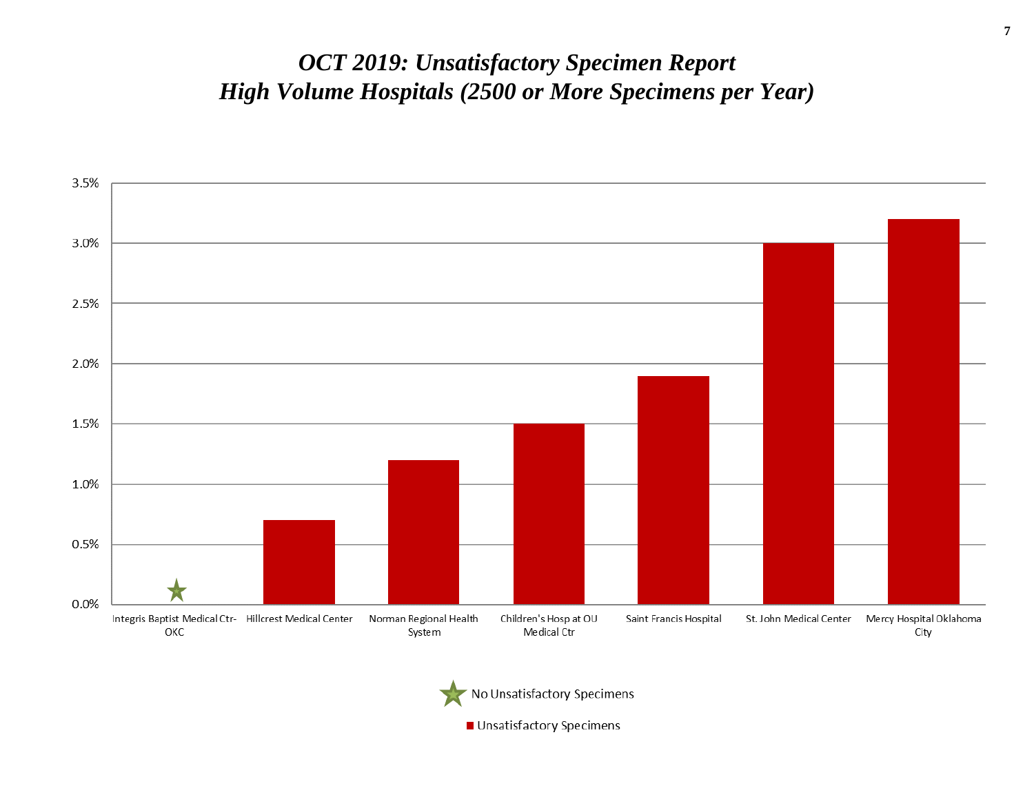# *OCT 2019: Unsatisfactory Specimen Report*
# *High Volume Hospitals (2500 or More Specimens per Year)*

3.5%
3.0%
2.5%
2.0%
1.5%
1.0%
0.5%
0.0%

Integris Baptist Medical Ctr-OKC
Hillcrest Medical Center
Norman Regional Health System
Children's Hosp at OU Medical Ctr
Saint Francis Hospital
St. John Medical Center
Mercy Hospital Oklahoma City

No Unsatisfactory Specimens

Unsatisfactory Specimens